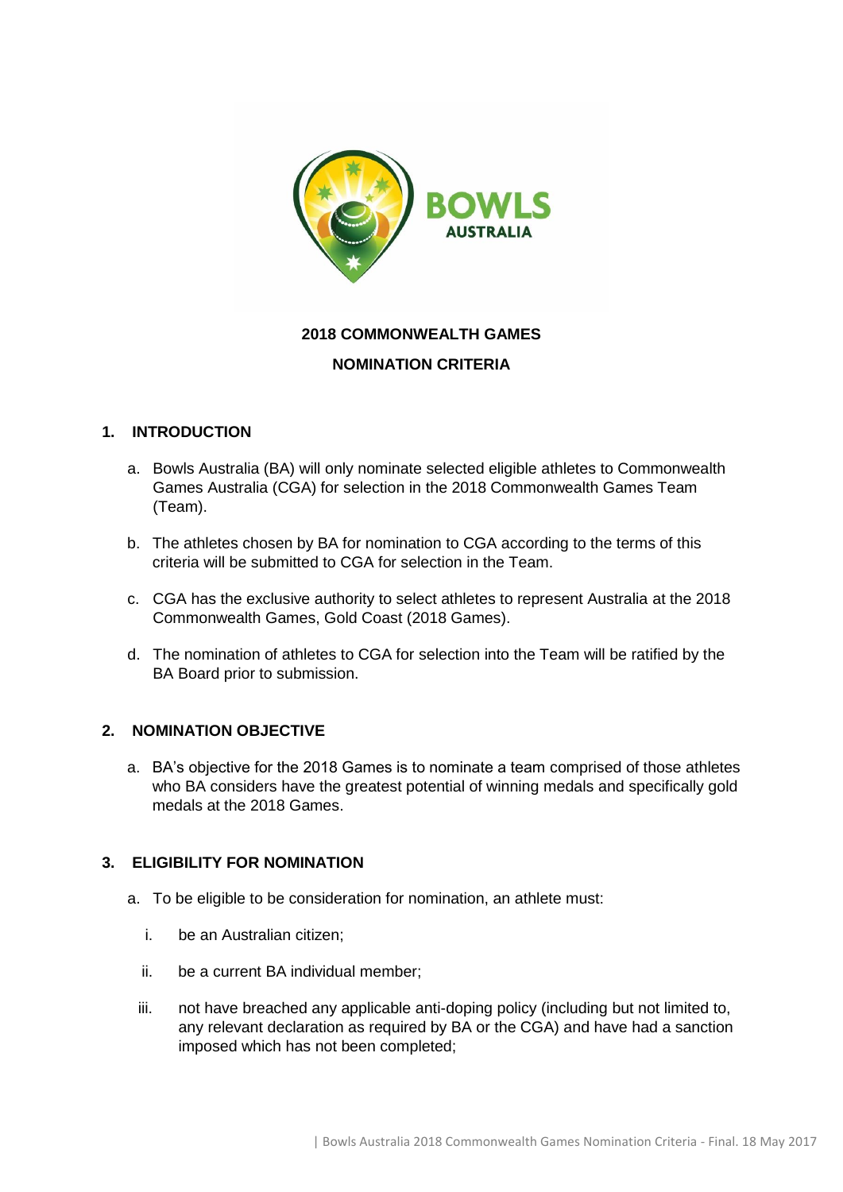**BOWLS AUSTRALIA**

# 2018 COMMONWEALTH GAMES

# NOMINATION CRITERIA

## 1. INTRODUCTION

a. Bowls Australia (BA) will only nominate selected eligible athletes to Commonwealth Games Australia (CGA) for selection in the 2018 Commonwealth Games Team (Team).

b. The athletes chosen by BA for nomination to CGA according to the terms of this criteria will be submitted to CGA for selection in the Team.

c. CGA has the exclusive authority to select athletes to represent Australia at the 2018 Commonwealth Games, Gold Coast (2018 Games).

d. The nomination of athletes to CGA for selection into the Team will be ratified by the BA Board prior to submission.

## 2. NOMINATION OBJECTIVE

a. BA's objective for the 2018 Games is to nominate a team comprised of those athletes who BA considers have the greatest potential of winning medals and specifically gold medals at the 2018 Games.

## 3. ELIGIBILITY FOR NOMINATION

a. To be eligible to be consideration for nomination, an athlete must:

   i. be an Australian citizen;

   ii. be a current BA individual member;

   iii. not have breached any applicable anti-doping policy (including but not limited to, any relevant declaration as required by BA or the CGA) and have had a sanction imposed which has not been completed;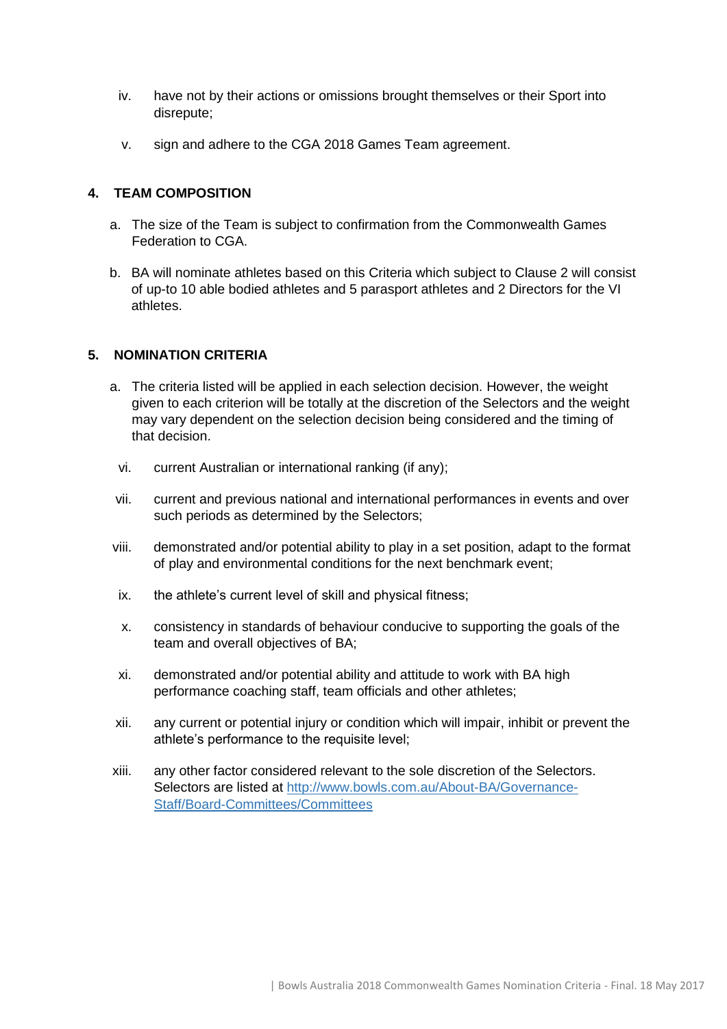iv. have not by their actions or omissions brought themselves or their Sport into disrepute;

v. sign and adhere to the CGA 2018 Games Team agreement.

## 4. TEAM COMPOSITION

a. The size of the Team is subject to confirmation from the Commonwealth Games Federation to CGA.

b. BA will nominate athletes based on this Criteria which subject to Clause 2 will consist of up-to 10 able bodied athletes and 5 parasport athletes and 2 Directors for the VI athletes.

## 5. NOMINATION CRITERIA

a. The criteria listed will be applied in each selection decision. However, the weight given to each criterion will be totally at the discretion of the Selectors and the weight may vary dependent on the selection decision being considered and the timing of that decision.

vi. current Australian or international ranking (if any);

vii. current and previous national and international performances in events and over such periods as determined by the Selectors;

viii. demonstrated and/or potential ability to play in a set position, adapt to the format of play and environmental conditions for the next benchmark event;

ix. the athlete's current level of skill and physical fitness;

x. consistency in standards of behaviour conducive to supporting the goals of the team and overall objectives of BA;

xi. demonstrated and/or potential ability and attitude to work with BA high performance coaching staff, team officials and other athletes;

xii. any current or potential injury or condition which will impair, inhibit or prevent the athlete's performance to the requisite level;

xiii. any other factor considered relevant to the sole discretion of the Selectors. Selectors are listed at [http://www.bowls.com.au/About-BA/Governance-Staff/Board-Committees/Committees](http://www.bowls.com.au/About-BA/Governance-Staff/Board-Committees/Committees)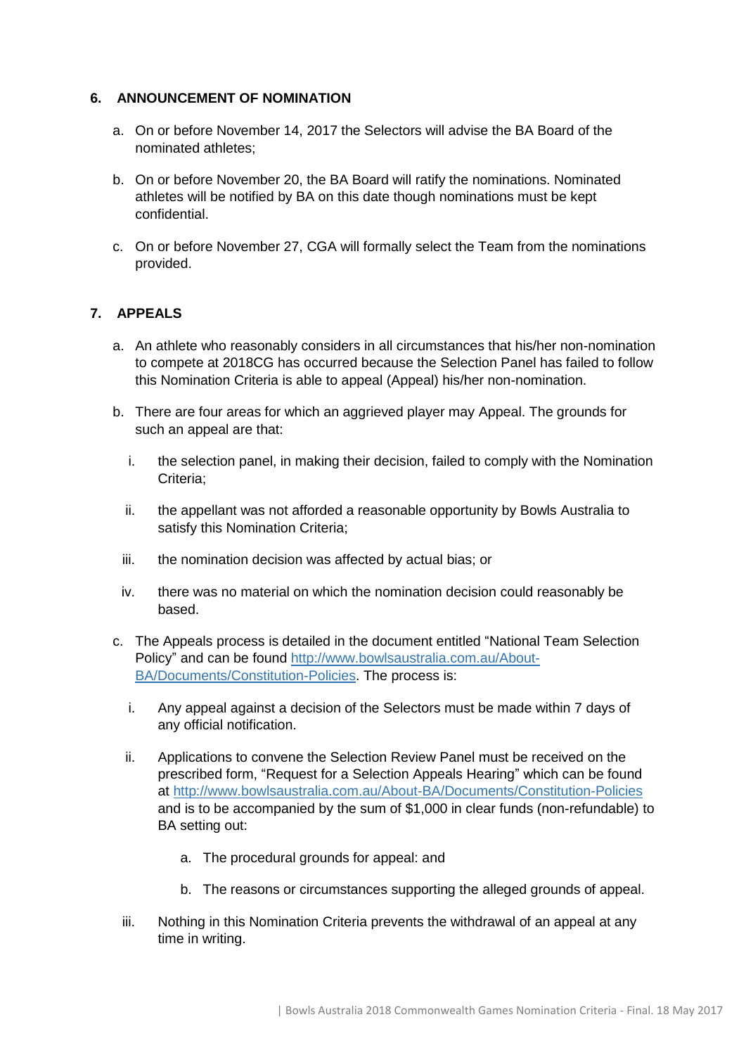## 6. ANNOUNCEMENT OF NOMINATION

a. On or before November 14, 2017 the Selectors will advise the BA Board of the nominated athletes;

b. On or before November 20, the BA Board will ratify the nominations. Nominated athletes will be notified by BA on this date though nominations must be kept confidential.

c. On or before November 27, CGA will formally select the Team from the nominations provided.

## 7. APPEALS

a. An athlete who reasonably considers in all circumstances that his/her non-nomination to compete at 2018CG has occurred because the Selection Panel has failed to follow this Nomination Criteria is able to appeal (Appeal) his/her non-nomination.

b. There are four areas for which an aggrieved player may Appeal. The grounds for such an appeal are that:

   i. the selection panel, in making their decision, failed to comply with the Nomination Criteria;

   ii. the appellant was not afforded a reasonable opportunity by Bowls Australia to satisfy this Nomination Criteria;

   iii. the nomination decision was affected by actual bias; or

   iv. there was no material on which the nomination decision could reasonably be based.

c. The Appeals process is detailed in the document entitled “National Team Selection Policy” and can be found [http://www.bowlsaustralia.com.au/About-BA/Documents/Constitution-Policies](http://www.bowlsaustralia.com.au/About-BA/Documents/Constitution-Policies). The process is:

   i. Any appeal against a decision of the Selectors must be made within 7 days of any official notification.

   ii. Applications to convene the Selection Review Panel must be received on the prescribed form, “Request for a Selection Appeals Hearing” which can be found at [http://www.bowlsaustralia.com.au/About-BA/Documents/Constitution-Policies](http://www.bowlsaustralia.com.au/About-BA/Documents/Constitution-Policies) and is to be accompanied by the sum of $1,000 in clear funds (non-refundable) to BA setting out:

      a. The procedural grounds for appeal: and

      b. The reasons or circumstances supporting the alleged grounds of appeal.

   iii. Nothing in this Nomination Criteria prevents the withdrawal of an appeal at any time in writing.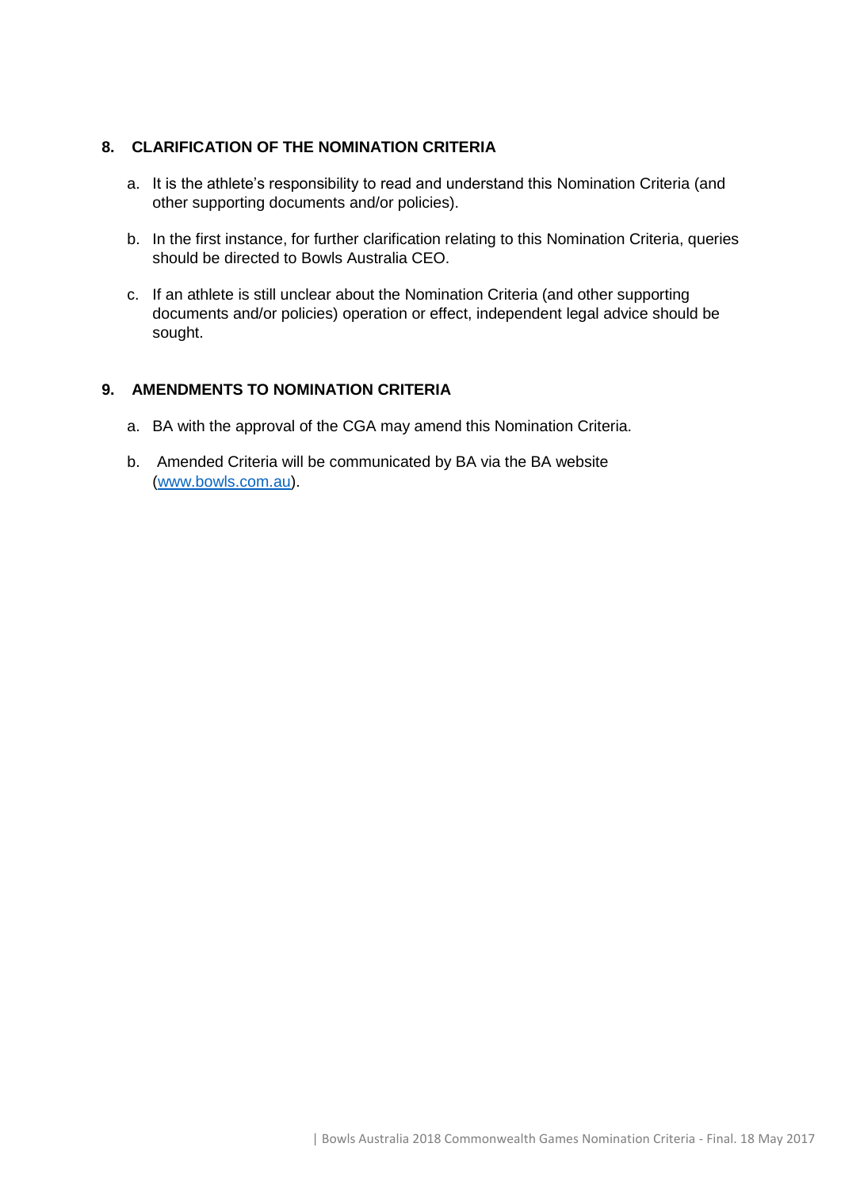## 8. CLARIFICATION OF THE NOMINATION CRITERIA

a. It is the athlete's responsibility to read and understand this Nomination Criteria (and other supporting documents and/or policies).

b. In the first instance, for further clarification relating to this Nomination Criteria, queries should be directed to Bowls Australia CEO.

c. If an athlete is still unclear about the Nomination Criteria (and other supporting documents and/or policies) operation or effect, independent legal advice should be sought.

## 9. AMENDMENTS TO NOMINATION CRITERIA

a. BA with the approval of the CGA may amend this Nomination Criteria.

b. Amended Criteria will be communicated by BA via the BA website (www.bowls.com.au).